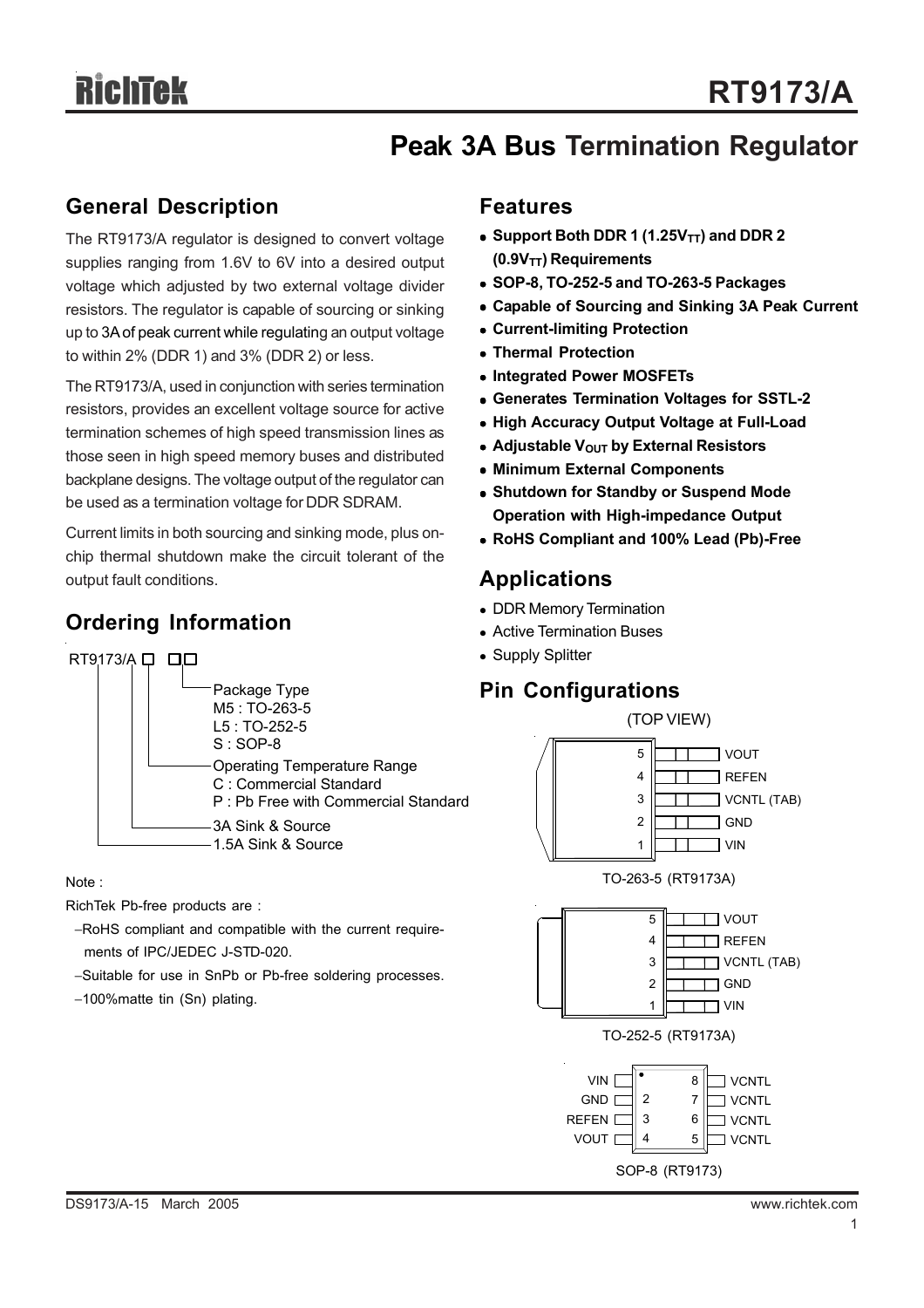# RT9173/A

## Peak 3A Bus Termination Regulator

## General Description

The RT9173/A regulator is designed to convert voltage supplies ranging from 1.6V to 6V into a desired output voltage which adjusted by two external voltage divider resistors. The regulator is capable of sourcing or sinking up to 3A of peak current while regulating an output voltage to within 2% (DDR 1) and 3% (DDR 2) or less.

The RT9173/A, used in conjunction with series termination resistors, provides an excellent voltage source for active termination schemes of high speed transmission lines as those seen in high speed memory buses and distributed backplane designs. The voltage output of the regulator can be used as a termination voltage for DDR SDRAM.

Current limits in both sourcing and sinking mode, plus on-chip thermal shutdown make the circuit tolerant of the output fault conditions.

## Ordering Information

RT9173/A □ □□

- Package Type
  - M5 : TO-263-5
  - L5 : TO-252-5
  - S : SOP-8
- Operating Temperature Range
  - C : Commercial Standard
  - P : Pb Free with Commercial Standard
- 3A Sink & Source
- 1.5A Sink & Source

Note :

RichTek Pb-free products are :

- RoHS compliant and compatible with the current requirements of IPC/JEDEC J-STD-020.
- Suitable for use in SnPb or Pb-free soldering processes.
- 100%matte tin (Sn) plating.

## Features

- **Support Both DDR 1 (1.25$V_{TT}$) and DDR 2 (0.9$V_{TT}$) Requirements**
- **SOP-8, TO-252-5 and TO-263-5 Packages**
- **Capable of Sourcing and Sinking 3A Peak Current**
- **Current-limiting Protection**
- **Thermal Protection**
- **Integrated Power MOSFETs**
- **Generates Termination Voltages for SSTL-2**
- **High Accuracy Output Voltage at Full-Load**
- **Adjustable $V_{OUT}$ by External Resistors**
- **Minimum External Components**
- **Shutdown for Standby or Suspend Mode Operation with High-impedance Output**
- **RoHS Compliant and 100% Lead (Pb)-Free**

## Applications

- DDR Memory Termination
- Active Termination Buses
- Supply Splitter

## Pin Configurations

(TOP VIEW)

| Pin | Name |
|---|---|
| 5 | VOUT |
| 4 | REFEN |
| 3 | VCNTL (TAB) |
| 2 | GND |
| 1 | VIN |

TO-263-5 (RT9173A)

| Pin | Name |
|---|---|
| 5 | VOUT |
| 4 | REFEN |
| 3 | VCNTL (TAB) |
| 2 | GND |
| 1 | VIN |

TO-252-5 (RT9173A)

| Name | Pin | Pin | Name |
|---|---|---|---|
| VIN | 1 | 8 | VCNTL |
| GND | 2 | 7 | VCNTL |
| REFEN | 3 | 6 | VCNTL |
| VOUT | 4 | 5 | VCNTL |

SOP-8 (RT9173)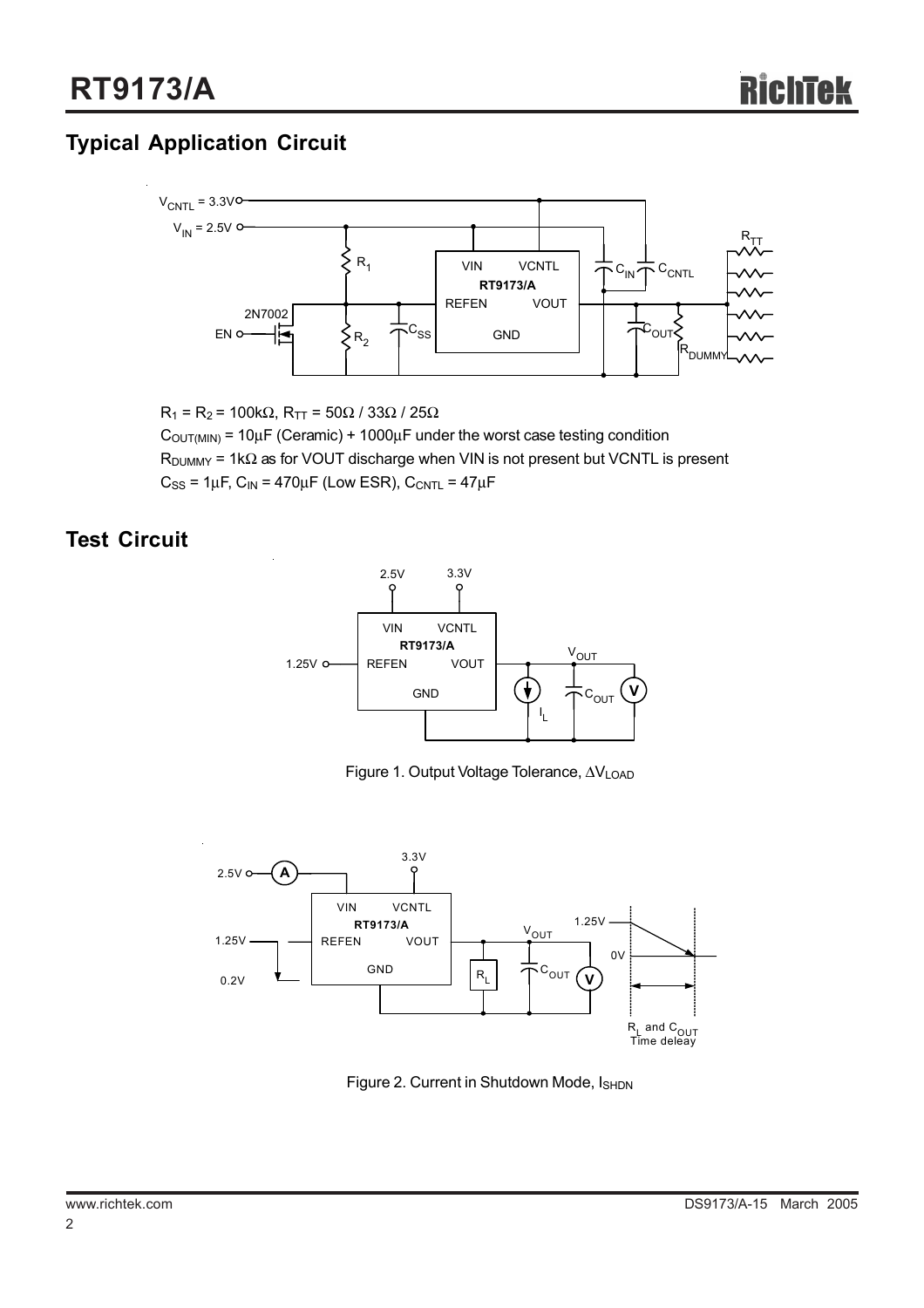## Typical Application Circuit

$R_1 = R_2 = 100k\Omega$, $R_{TT} = 50\Omega$ / $33\Omega$ / $25\Omega$

$C_{OUT(MIN)} = 10\mu F$ (Ceramic) + $1000\mu F$ under the worst case testing condition

$R_{DUMMY} = 1k\Omega$ as for VOUT discharge when VIN is not present but VCNTL is present

$C_{SS} = 1\mu F$, $C_{IN} = 470\mu F$ (Low ESR), $C_{CNTL} = 47\mu F$

## Test Circuit

Figure 1. Output Voltage Tolerance, $\Delta V_{LOAD}$

Figure 2. Current in Shutdown Mode, $I_{SHDN}$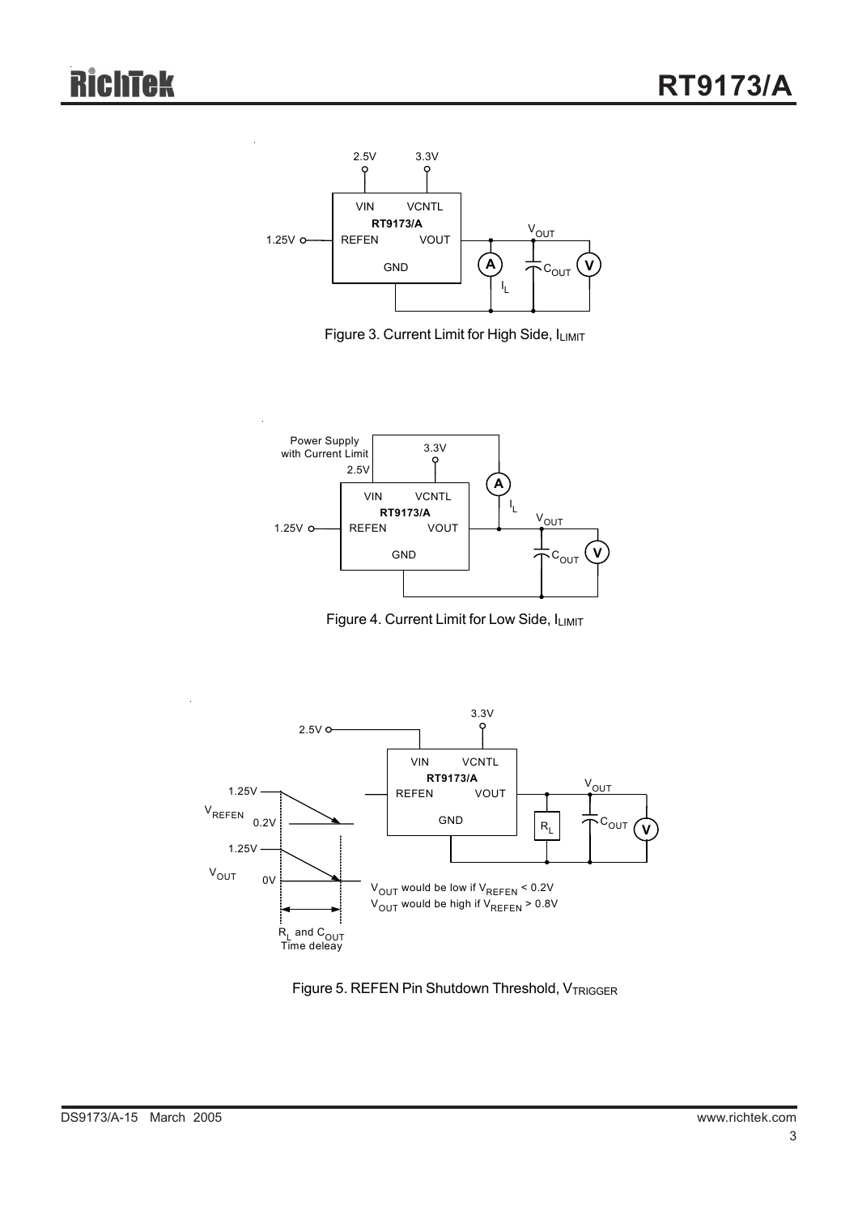Figure 3. Current Limit for High Side, $I_{LIMIT}$

Figure 4. Current Limit for Low Side, $I_{LIMIT}$

$V_{OUT}$ would be low if $V_{REFEN}$ < 0.2V
$V_{OUT}$ would be high if $V_{REFEN}$ > 0.8V

Figure 5. REFEN Pin Shutdown Threshold, $V_{TRIGGER}$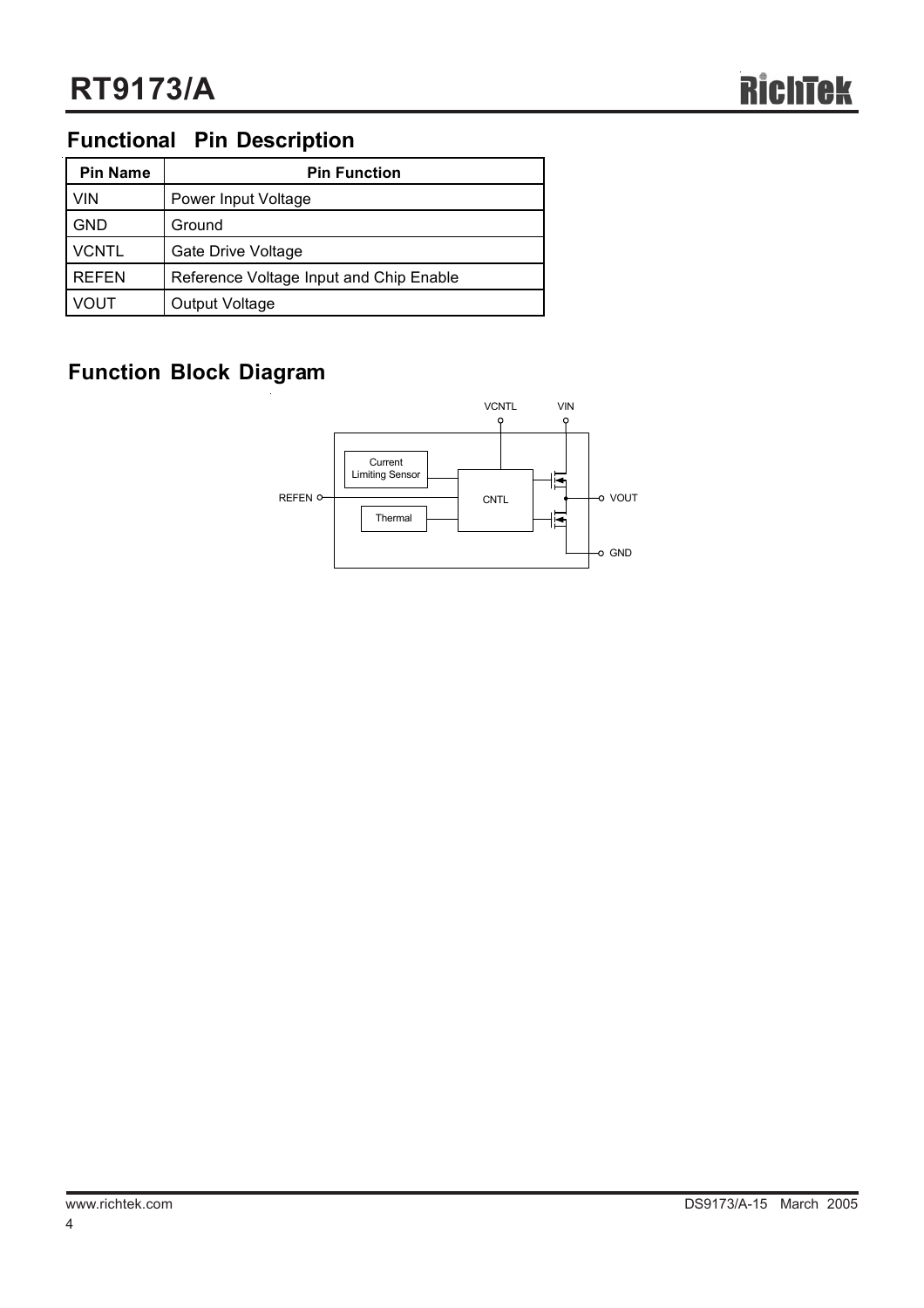## Functional Pin Description

| Pin Name | Pin Function |
|---|---|
| VIN | Power Input Voltage |
| GND | Ground |
| VCNTL | Gate Drive Voltage |
| REFEN | Reference Voltage Input and Chip Enable |
| VOUT | Output Voltage |

## Function Block Diagram

VCNTL VIN

Current Limiting Sensor

REFEN CNTL VOUT

Thermal

GND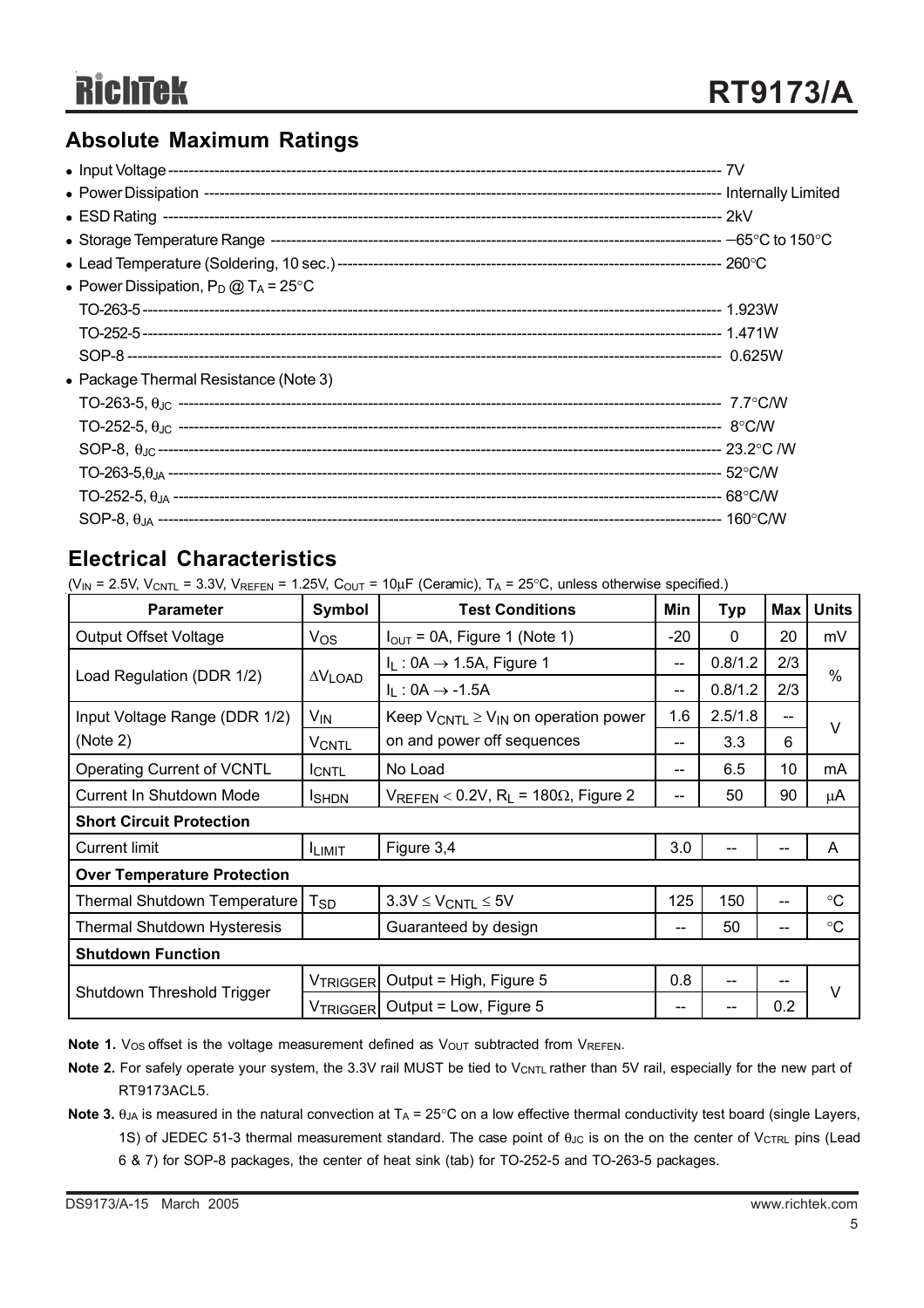## Absolute Maximum Ratings

- Input Voltage ---------- 7V
- Power Dissipation ---------- Internally Limited
- ESD Rating ---------- 2kV
- Storage Temperature Range ---------- −65°C to 150°C
- Lead Temperature (Soldering, 10 sec.) ---------- 260°C
- Power Dissipation, $P_D$ @ $T_A$ = 25°C
  - TO-263-5 ---------- 1.923W
  - TO-252-5 ---------- 1.471W
  - SOP-8 ---------- 0.625W
- Package Thermal Resistance (Note 3)
  - TO-263-5, $\theta_{JC}$ ---------- 7.7°C/W
  - TO-252-5, $\theta_{JC}$ ---------- 8°C/W
  - SOP-8, $\theta_{JC}$ ---------- 23.2°C /W
  - TO-263-5, $\theta_{JA}$ ---------- 52°C/W
  - TO-252-5, $\theta_{JA}$ ---------- 68°C/W
  - SOP-8, $\theta_{JA}$ ---------- 160°C/W

## Electrical Characteristics

($V_{IN}$ = 2.5V, $V_{CNTL}$ = 3.3V, $V_{REFEN}$ = 1.25V, $C_{OUT}$ = 10μF (Ceramic), $T_A$ = 25°C, unless otherwise specified.)

| Parameter | Symbol | Test Conditions | Min | Typ | Max | Units |
|---|---|---|---|---|---|---|
| Output Offset Voltage | $V_{OS}$ | $I_{OUT}$ = 0A, Figure 1 (Note 1) | -20 | 0 | 20 | mV |
| Load Regulation (DDR 1/2) | $\Delta V_{LOAD}$ | $I_L$ : 0A → 1.5A, Figure 1 | -- | 0.8/1.2 | 2/3 | % |
| | | $I_L$ : 0A → -1.5A | -- | 0.8/1.2 | 2/3 | |
| Input Voltage Range (DDR 1/2) (Note 2) | $V_{IN}$ | Keep $V_{CNTL} \geq V_{IN}$ on operation power on and power off sequences | 1.6 | 2.5/1.8 | -- | V |
| | $V_{CNTL}$ | | -- | 3.3 | 6 | |
| Operating Current of VCNTL | $I_{CNTL}$ | No Load | -- | 6.5 | 10 | mA |
| Current In Shutdown Mode | $I_{SHDN}$ | $V_{REFEN}$ < 0.2V, $R_L$ = 180Ω, Figure 2 | -- | 50 | 90 | μA |
| **Short Circuit Protection** | | | | | | |
| Current limit | $I_{LIMIT}$ | Figure 3,4 | 3.0 | -- | -- | A |
| **Over Temperature Protection** | | | | | | |
| Thermal Shutdown Temperature | $T_{SD}$ | 3.3V ≤ $V_{CNTL}$ ≤ 5V | 125 | 150 | -- | °C |
| Thermal Shutdown Hysteresis | | Guaranteed by design | -- | 50 | -- | °C |
| **Shutdown Function** | | | | | | |
| Shutdown Threshold Trigger | $V_{TRIGGER}$ | Output = High, Figure 5 | 0.8 | -- | -- | V |
| | $V_{TRIGGER}$ | Output = Low, Figure 5 | -- | -- | 0.2 | |

**Note 1.** $V_{OS}$ offset is the voltage measurement defined as $V_{OUT}$ subtracted from $V_{REFEN}$.

**Note 2.** For safely operate your system, the 3.3V rail MUST be tied to $V_{CNTL}$ rather than 5V rail, especially for the new part of RT9173ACL5.

**Note 3.** $\theta_{JA}$ is measured in the natural convection at $T_A$ = 25°C on a low effective thermal conductivity test board (single Layers, 1S) of JEDEC 51-3 thermal measurement standard. The case point of $\theta_{JC}$ is on the on the center of $V_{CTRL}$ pins (Lead 6 & 7) for SOP-8 packages, the center of heat sink (tab) for TO-252-5 and TO-263-5 packages.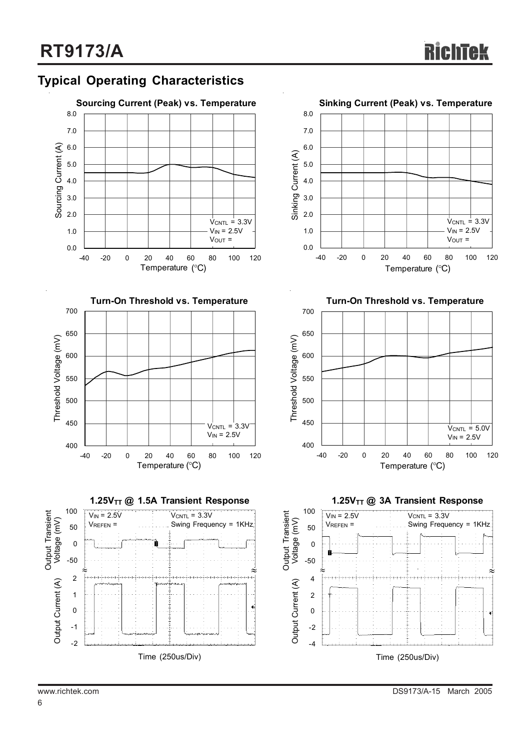## Typical Operating Characteristics

**Sourcing Current (Peak) vs. Temperature**

Sourcing Current (A) vs. Temperature (°C)

$V_{CNTL}$ = 3.3V
$V_{IN}$ = 2.5V
$V_{OUT}$ =

**Sinking Current (Peak) vs. Temperature**

Sinking Current (A) vs. Temperature (°C)

$V_{CNTL}$ = 3.3V
$V_{IN}$ = 2.5V
$V_{OUT}$ =

**Turn-On Threshold vs. Temperature**

Threshold Voltage (mV) vs. Temperature (°C)

$V_{CNTL}$ = 3.3V
$V_{IN}$ = 2.5V

**Turn-On Threshold vs. Temperature**

Threshold Voltage (mV) vs. Temperature (°C)

$V_{CNTL}$ = 5.0V
$V_{IN}$ = 2.5V

**1.25$V_{TT}$ @ 1.5A Transient Response**

$V_{IN}$ = 2.5V
$V_{REFEN}$ =
$V_{CNTL}$ = 3.3V
Swing Frequency = 1KHz

Output Transient Voltage (mV)
Output Current (A)
Time (250us/Div)

**1.25$V_{TT}$ @ 3A Transient Response**

$V_{IN}$ = 2.5V
$V_{REFEN}$ =
$V_{CNTL}$ = 3.3V
Swing Frequency = 1KHz

Output Transient Voltage (mV)
Output Current (A)
Time (250us/Div)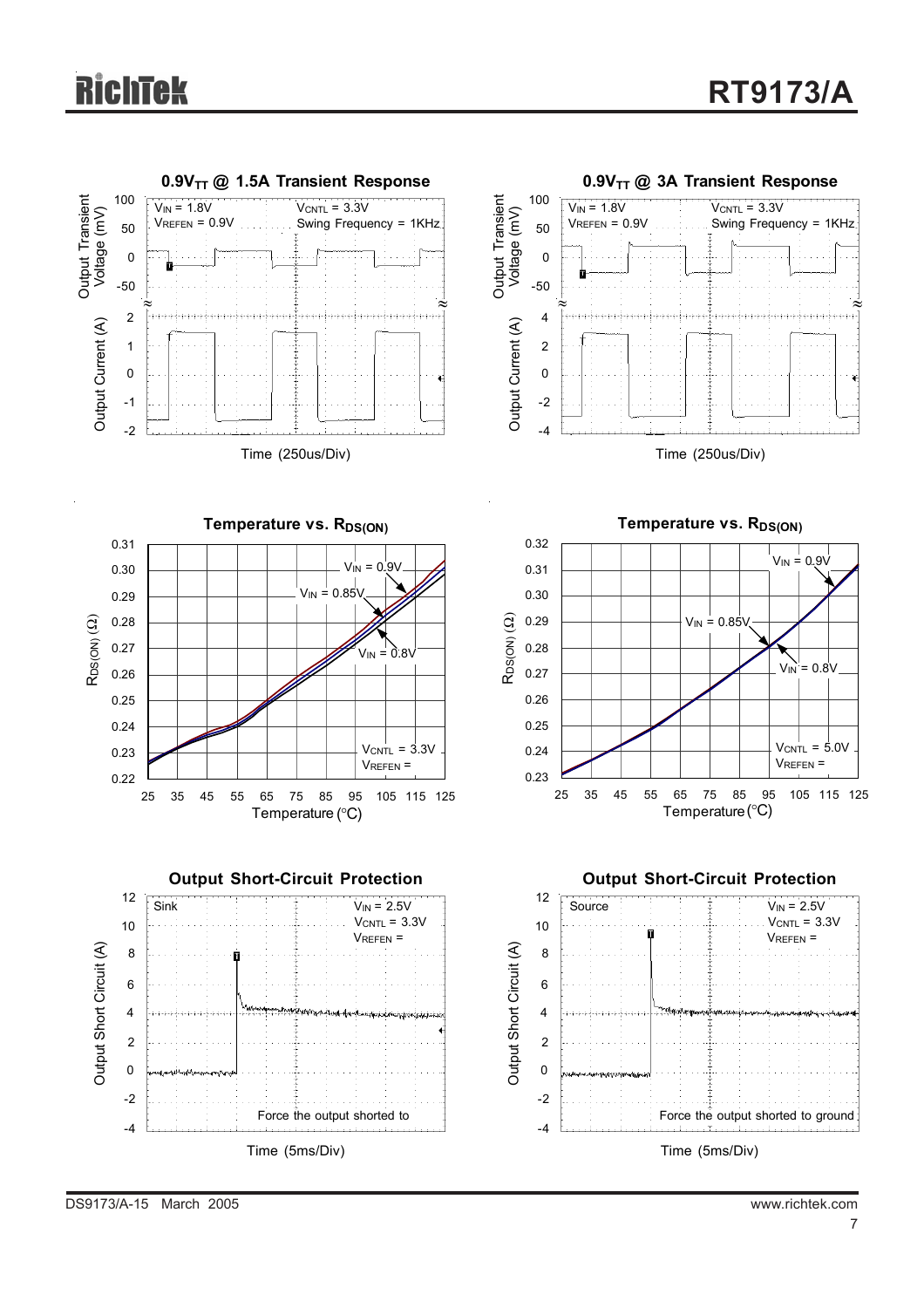**$0.9V_{TT}$ @ 1.5A Transient Response**

$V_{IN}$ = 1.8V, $V_{CNTL}$ = 3.3V, $V_{REFEN}$ = 0.9V, Swing Frequency = 1KHz

Output Transient Voltage (mV); Output Current (A); Time (250us/Div)

**$0.9V_{TT}$ @ 3A Transient Response**

$V_{IN}$ = 1.8V, $V_{CNTL}$ = 3.3V, $V_{REFEN}$ = 0.9V, Swing Frequency = 1KHz

Output Transient Voltage (mV); Output Current (A); Time (250us/Div)

**Temperature vs. $R_{DS(ON)}$**

$V_{IN}$ = 0.9V, $V_{IN}$ = 0.85V, $V_{IN}$ = 0.8V

$V_{CNTL}$ = 3.3V, $V_{REFEN}$ =

$R_{DS(ON)}$ (Ω); Temperature (°C)

**Temperature vs. $R_{DS(ON)}$**

$V_{IN}$ = 0.9V, $V_{IN}$ = 0.85V, $V_{IN}$ = 0.8V

$V_{CNTL}$ = 5.0V, $V_{REFEN}$ =

$R_{DS(ON)}$ (Ω); Temperature (°C)

**Output Short-Circuit Protection**

Sink

$V_{IN}$ = 2.5V, $V_{CNTL}$ = 3.3V, $V_{REFEN}$ =

Force the output shorted to

Output Short Circuit (A); Time (5ms/Div)

**Output Short-Circuit Protection**

Source

$V_{IN}$ = 2.5V, $V_{CNTL}$ = 3.3V, $V_{REFEN}$ =

Force the output shorted to ground

Output Short Circuit (A); Time (5ms/Div)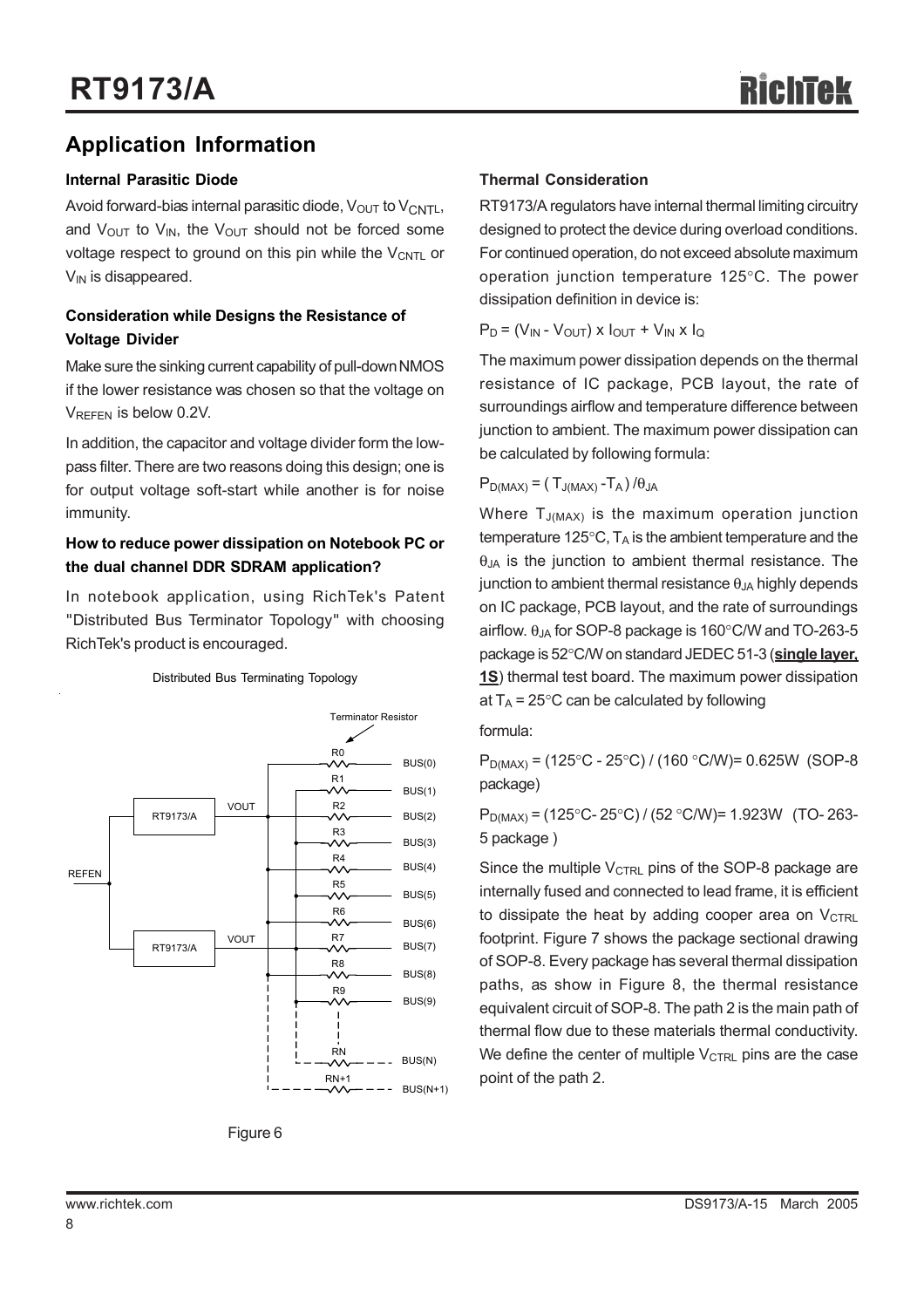## Application Information

### Internal Parasitic Diode

Avoid forward-bias internal parasitic diode, $V_{OUT}$ to $V_{CNTL}$, and $V_{OUT}$ to $V_{IN}$, the $V_{OUT}$ should not be forced some voltage respect to ground on this pin while the $V_{CNTL}$ or $V_{IN}$ is disappeared.

### Consideration while Designs the Resistance of Voltage Divider

Make sure the sinking current capability of pull-down NMOS if the lower resistance was chosen so that the voltage on $V_{REFEN}$ is below 0.2V.

In addition, the capacitor and voltage divider form the low-pass filter. There are two reasons doing this design; one is for output voltage soft-start while another is for noise immunity.

### How to reduce power dissipation on Notebook PC or the dual channel DDR SDRAM application?

In notebook application, using RichTek's Patent "Distributed Bus Terminator Topology" with choosing RichTek's product is encouraged.

Distributed Bus Terminating Topology

Figure 6

### Thermal Consideration

RT9173/A regulators have internal thermal limiting circuitry designed to protect the device during overload conditions. For continued operation, do not exceed absolute maximum operation junction temperature 125°C. The power dissipation definition in device is:

$P_D = (V_{IN} - V_{OUT}) \times I_{OUT} + V_{IN} \times I_Q$

The maximum power dissipation depends on the thermal resistance of IC package, PCB layout, the rate of surroundings airflow and temperature difference between junction to ambient. The maximum power dissipation can be calculated by following formula:

$P_{D(MAX)} = (T_{J(MAX)} - T_A) / \theta_{JA}$

Where $T_{J(MAX)}$ is the maximum operation junction temperature 125°C, $T_A$ is the ambient temperature and the $\theta_{JA}$ is the junction to ambient thermal resistance. The junction to ambient thermal resistance $\theta_{JA}$ highly depends on IC package, PCB layout, and the rate of surroundings airflow. $\theta_{JA}$ for SOP-8 package is 160°C/W and TO-263-5 package is 52°C/W on standard JEDEC 51-3 (**single layer, 1S**) thermal test board. The maximum power dissipation at $T_A$ = 25°C can be calculated by following formula:

$P_{D(MAX)}$ = (125°C - 25°C) / (160 °C/W)= 0.625W (SOP-8 package)

$P_{D(MAX)}$ = (125°C- 25°C) / (52 °C/W)= 1.923W (TO- 263-5 package )

Since the multiple $V_{CTRL}$ pins of the SOP-8 package are internally fused and connected to lead frame, it is efficient to dissipate the heat by adding cooper area on $V_{CTRL}$ footprint. Figure 7 shows the package sectional drawing of SOP-8. Every package has several thermal dissipation paths, as show in Figure 8, the thermal resistance equivalent circuit of SOP-8. The path 2 is the main path of thermal flow due to these materials thermal conductivity. We define the center of multiple $V_{CTRL}$ pins are the case point of the path 2.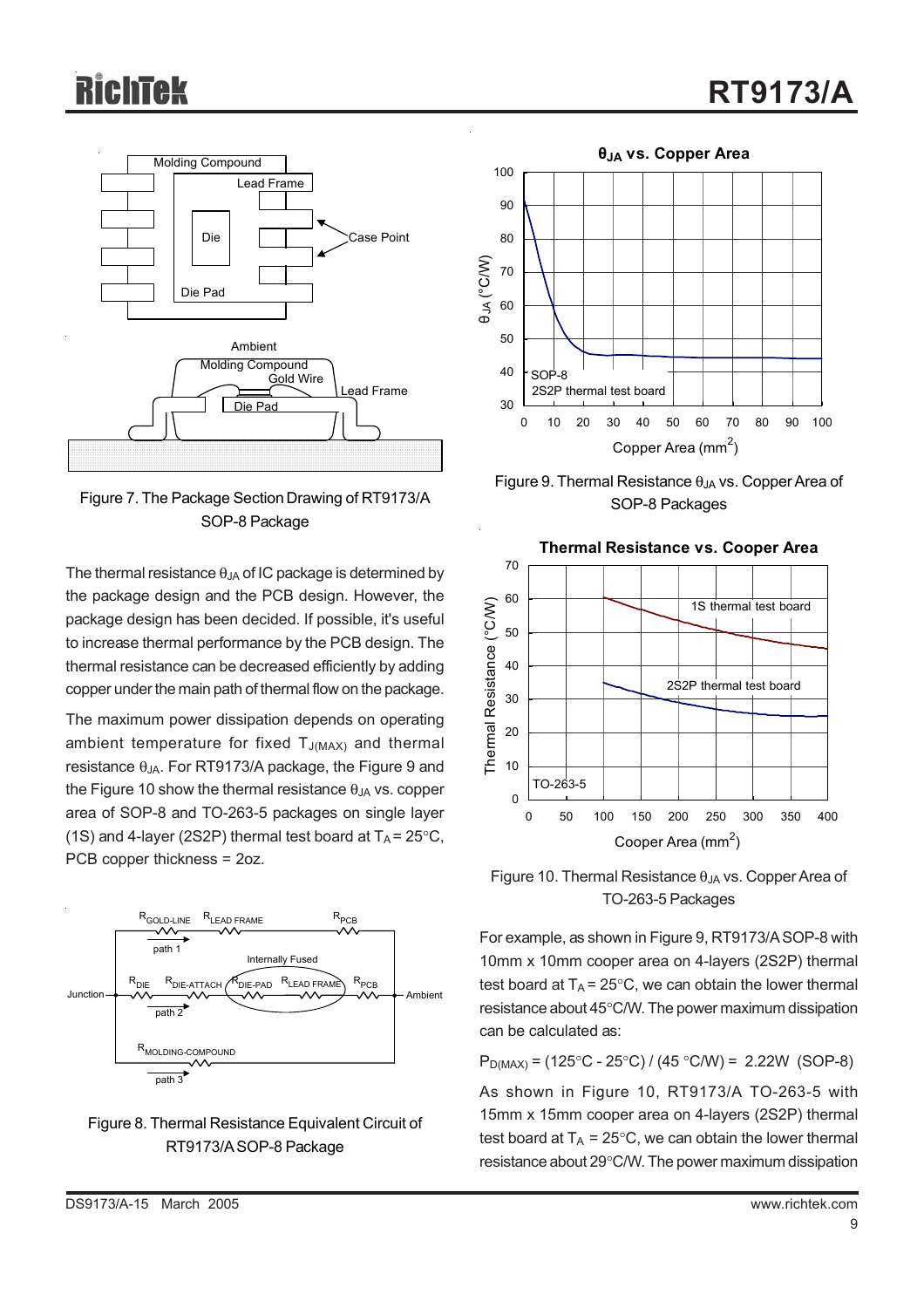Figure 7. The Package Section Drawing of RT9173/A SOP-8 Package

The thermal resistance $\theta_{JA}$ of IC package is determined by the package design and the PCB design. However, the package design has been decided. If possible, it's useful to increase thermal performance by the PCB design. The thermal resistance can be decreased efficiently by adding copper under the main path of thermal flow on the package.

The maximum power dissipation depends on operating ambient temperature for fixed $T_{J(MAX)}$ and thermal resistance $\theta_{JA}$. For RT9173/A package, the Figure 9 and the Figure 10 show the thermal resistance $\theta_{JA}$ vs. copper area of SOP-8 and TO-263-5 packages on single layer (1S) and 4-layer (2S2P) thermal test board at $T_A$ = 25°C, PCB copper thickness = 2oz.

Figure 8. Thermal Resistance Equivalent Circuit of RT9173/A SOP-8 Package

Figure 9. Thermal Resistance $\theta_{JA}$ vs. Copper Area of SOP-8 Packages

Figure 10. Thermal Resistance $\theta_{JA}$ vs. Copper Area of TO-263-5 Packages

For example, as shown in Figure 9, RT9173/A SOP-8 with 10mm x 10mm cooper area on 4-layers (2S2P) thermal test board at $T_A$ = 25°C, we can obtain the lower thermal resistance about 45°C/W. The power maximum dissipation can be calculated as:

$P_{D(MAX)}$ = (125°C - 25°C) / (45 °C/W) = 2.22W (SOP-8)

As shown in Figure 10, RT9173/A TO-263-5 with 15mm x 15mm cooper area on 4-layers (2S2P) thermal test board at $T_A$ = 25°C, we can obtain the lower thermal resistance about 29°C/W. The power maximum dissipation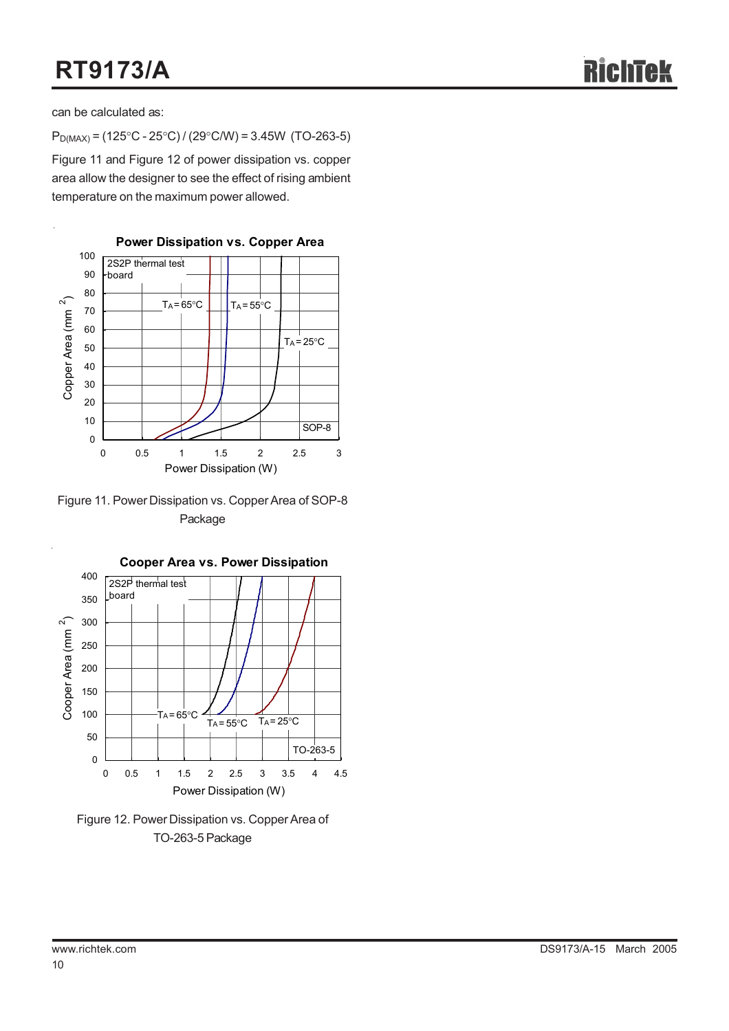can be calculated as:

$P_{D(MAX)}$ = (125°C - 25°C) / (29°C/W) = 3.45W (TO-263-5)

Figure 11 and Figure 12 of power dissipation vs. copper area allow the designer to see the effect of rising ambient temperature on the maximum power allowed.

Figure 11. Power Dissipation vs. Copper Area of SOP-8 Package

Figure 12. Power Dissipation vs. Copper Area of TO-263-5 Package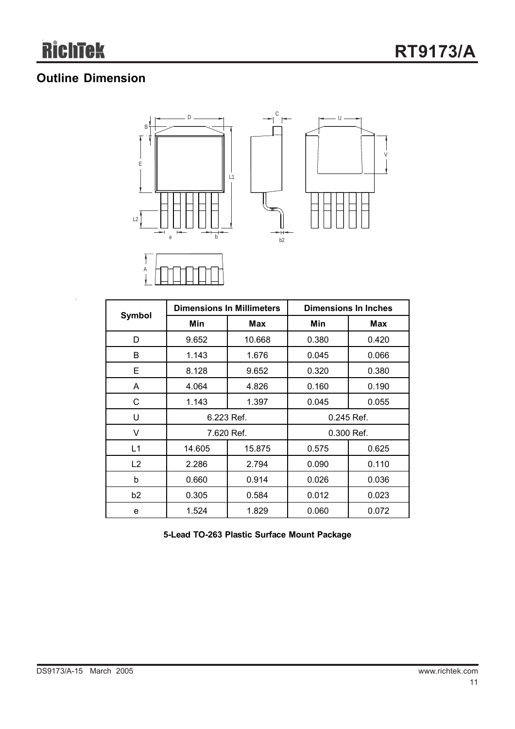## Outline Dimension

| Symbol | Dimensions In Millimeters | | Dimensions In Inches | |
|---|---|---|---|---|
| | Min | Max | Min | Max |
| D | 9.652 | 10.668 | 0.380 | 0.420 |
| B | 1.143 | 1.676 | 0.045 | 0.066 |
| E | 8.128 | 9.652 | 0.320 | 0.380 |
| A | 4.064 | 4.826 | 0.160 | 0.190 |
| C | 1.143 | 1.397 | 0.045 | 0.055 |
| U | 6.223 Ref. | | 0.245 Ref. | |
| V | 7.620 Ref. | | 0.300 Ref. | |
| L1 | 14.605 | 15.875 | 0.575 | 0.625 |
| L2 | 2.286 | 2.794 | 0.090 | 0.110 |
| b | 0.660 | 0.914 | 0.026 | 0.036 |
| b2 | 0.305 | 0.584 | 0.012 | 0.023 |
| e | 1.524 | 1.829 | 0.060 | 0.072 |

**5-Lead TO-263 Plastic Surface Mount Package**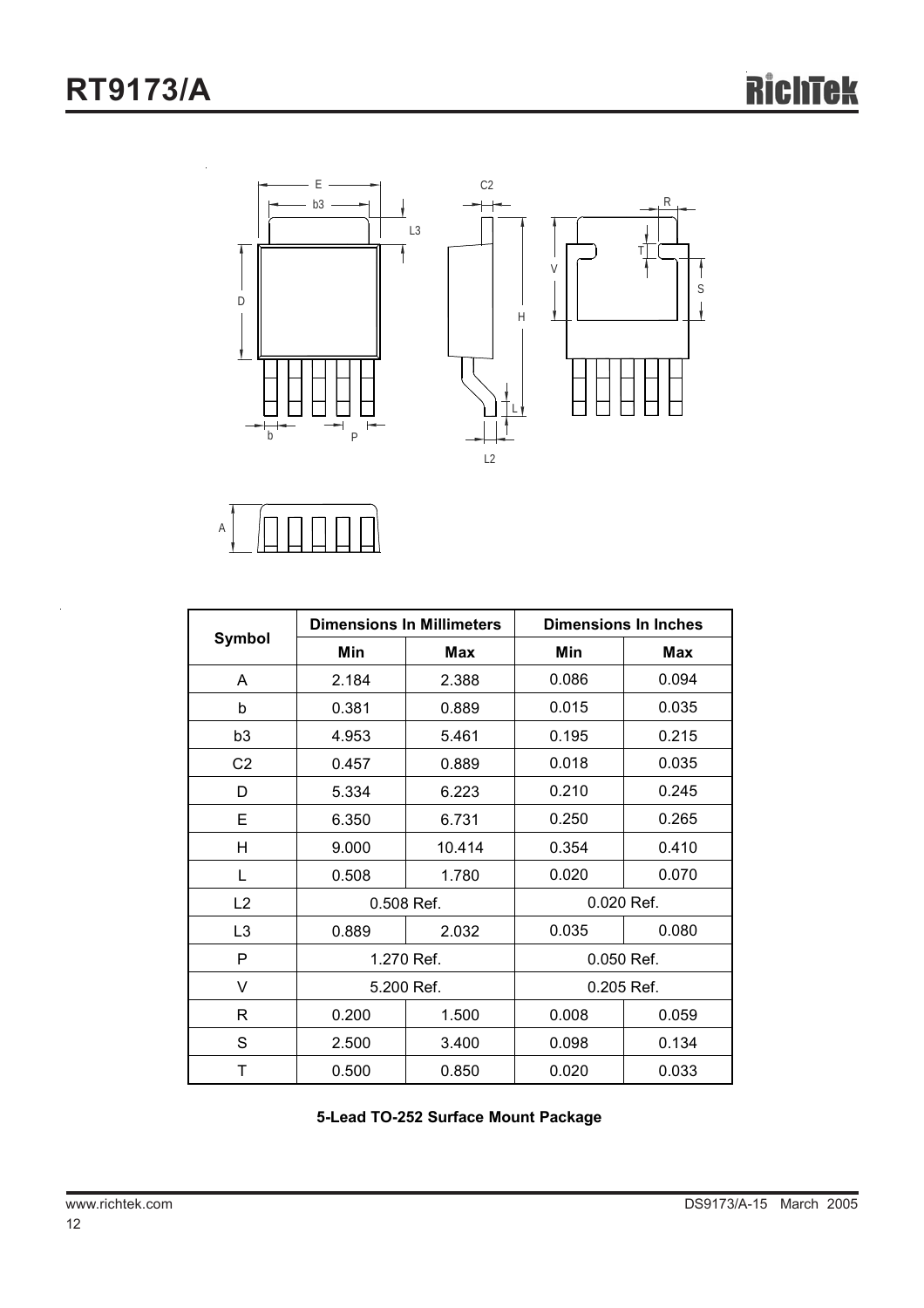| Symbol | Dimensions In Millimeters | | Dimensions In Inches | |
|---|---|---|---|---|
| | Min | Max | Min | Max |
| A | 2.184 | 2.388 | 0.086 | 0.094 |
| b | 0.381 | 0.889 | 0.015 | 0.035 |
| b3 | 4.953 | 5.461 | 0.195 | 0.215 |
| C2 | 0.457 | 0.889 | 0.018 | 0.035 |
| D | 5.334 | 6.223 | 0.210 | 0.245 |
| E | 6.350 | 6.731 | 0.250 | 0.265 |
| H | 9.000 | 10.414 | 0.354 | 0.410 |
| L | 0.508 | 1.780 | 0.020 | 0.070 |
| L2 | 0.508 Ref. | | 0.020 Ref. | |
| L3 | 0.889 | 2.032 | 0.035 | 0.080 |
| P | 1.270 Ref. | | 0.050 Ref. | |
| V | 5.200 Ref. | | 0.205 Ref. | |
| R | 0.200 | 1.500 | 0.008 | 0.059 |
| S | 2.500 | 3.400 | 0.098 | 0.134 |
| T | 0.500 | 0.850 | 0.020 | 0.033 |

**5-Lead TO-252 Surface Mount Package**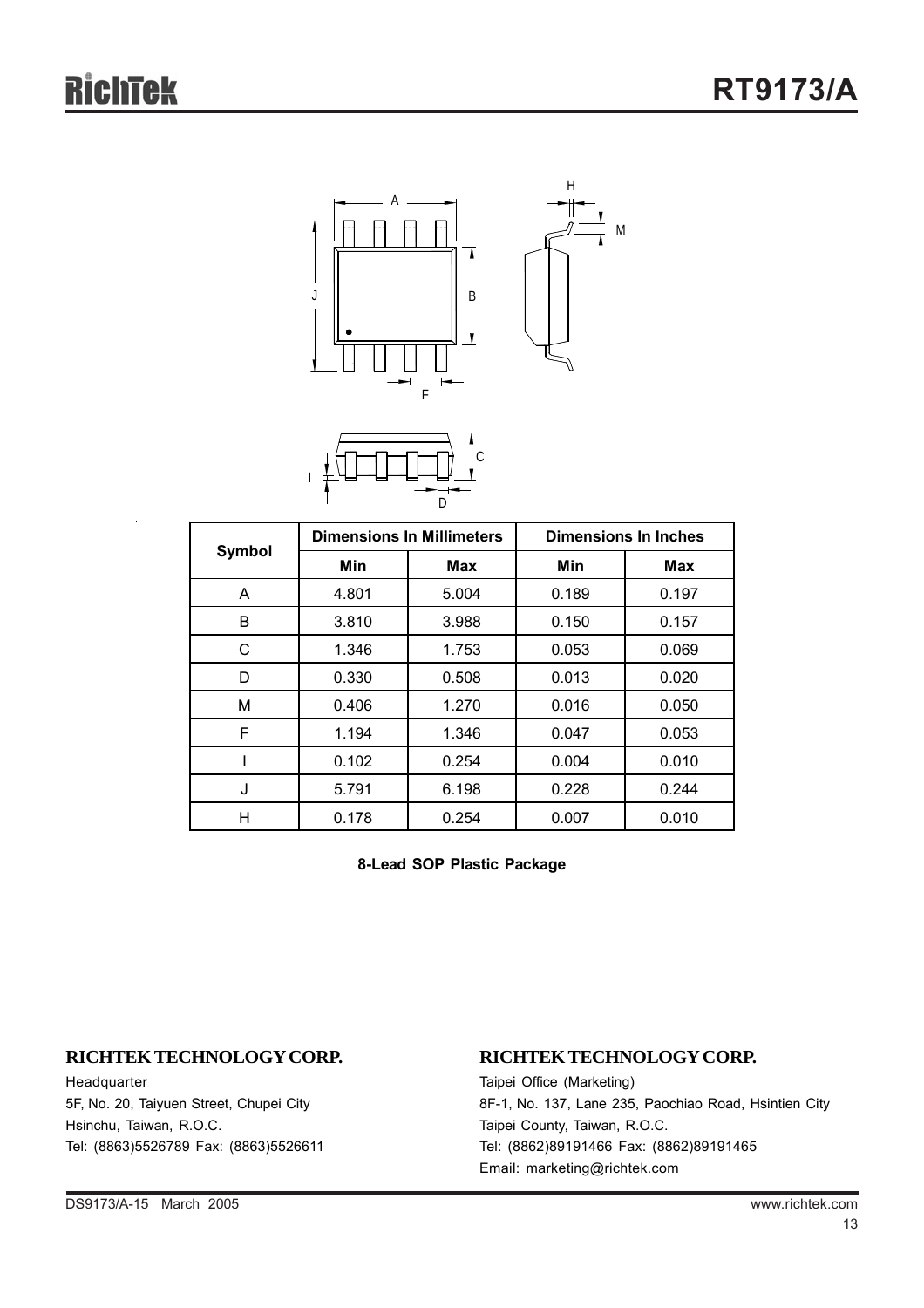A

H

M

J

B

F

C

I

D

| Symbol | Dimensions In Millimeters | | Dimensions In Inches | |
|---|---|---|---|---|
| | Min | Max | Min | Max |
| A | 4.801 | 5.004 | 0.189 | 0.197 |
| B | 3.810 | 3.988 | 0.150 | 0.157 |
| C | 1.346 | 1.753 | 0.053 | 0.069 |
| D | 0.330 | 0.508 | 0.013 | 0.020 |
| M | 0.406 | 1.270 | 0.016 | 0.050 |
| F | 1.194 | 1.346 | 0.047 | 0.053 |
| I | 0.102 | 0.254 | 0.004 | 0.010 |
| J | 5.791 | 6.198 | 0.228 | 0.244 |
| H | 0.178 | 0.254 | 0.007 | 0.010 |

**8-Lead SOP Plastic Package**

**RICHTEK TECHNOLOGY CORP.**

Headquarter
5F, No. 20, Taiyuen Street, Chupei City
Hsinchu, Taiwan, R.O.C.
Tel: (8863)5526789 Fax: (8863)5526611

**RICHTEK TECHNOLOGY CORP.**

Taipei Office (Marketing)
8F-1, No. 137, Lane 235, Paochiao Road, Hsintien City
Taipei County, Taiwan, R.O.C.
Tel: (8862)89191466 Fax: (8862)89191465
Email: marketing@richtek.com